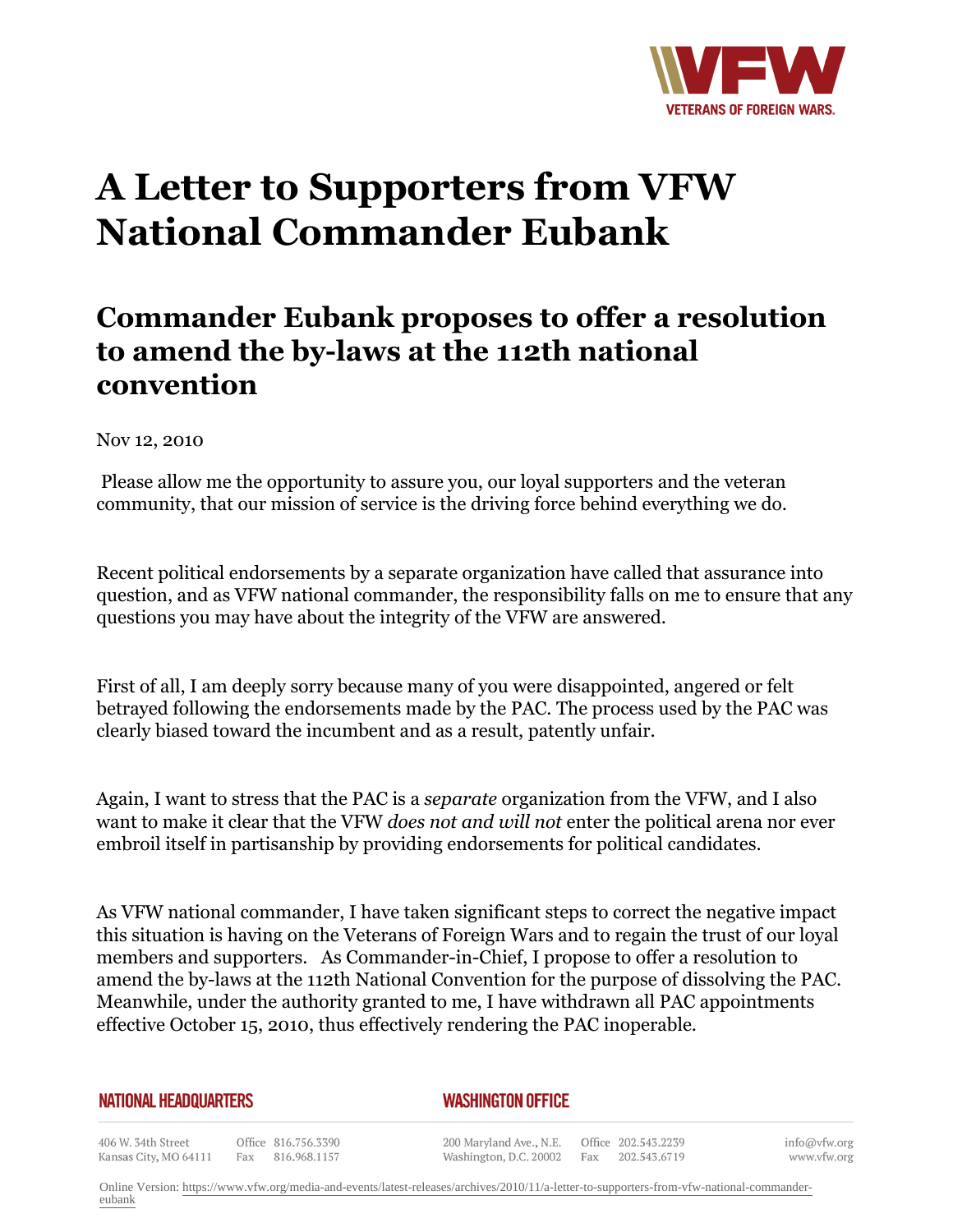# A Letter to Supporters from VFW National Commander Eubank

## Commander Eubank proposes to offer a resolution to amend the by-laws at the 112th national convention

Nov 12, 2010

Please allow me the opportunity to assure you, our loyal supporters and the veteran community, that our mission of service is the driving force behind everything we do.

Recent political endorsements by a separate organization have called that assurance into question, and as VFW national commander, the responsibility falls on me to ensure that any questions you may have about the integrity of the VFW are answered.

First of all, I am deeply sorry because many of you were disappointed, angered or felt betrayed following the endorsements made by the PAC. The process used by the PAC was clearly biased toward the incumbent and as a result, patently unfair.

Again, I want to stress that the PAC is a *separate* organization from the VFW, and I also want to make it clear that the VFW *does not and will not* enter the political arena nor ever embroil itself in partisanship by providing endorsements for political candidates.

As VFW national commander, I have taken significant steps to correct the negative impact this situation is having on the Veterans of Foreign Wars and to regain the trust of our loyal members and supporters. As Commander-in-Chief, I propose to offer a resolution to amend the by-laws at the 112th National Convention for the purpose of dissolving the PAC. Meanwhile, under the authority granted to me, I have withdrawn all PAC appointments effective October 15, 2010, thus effectively rendering the PAC inoperable.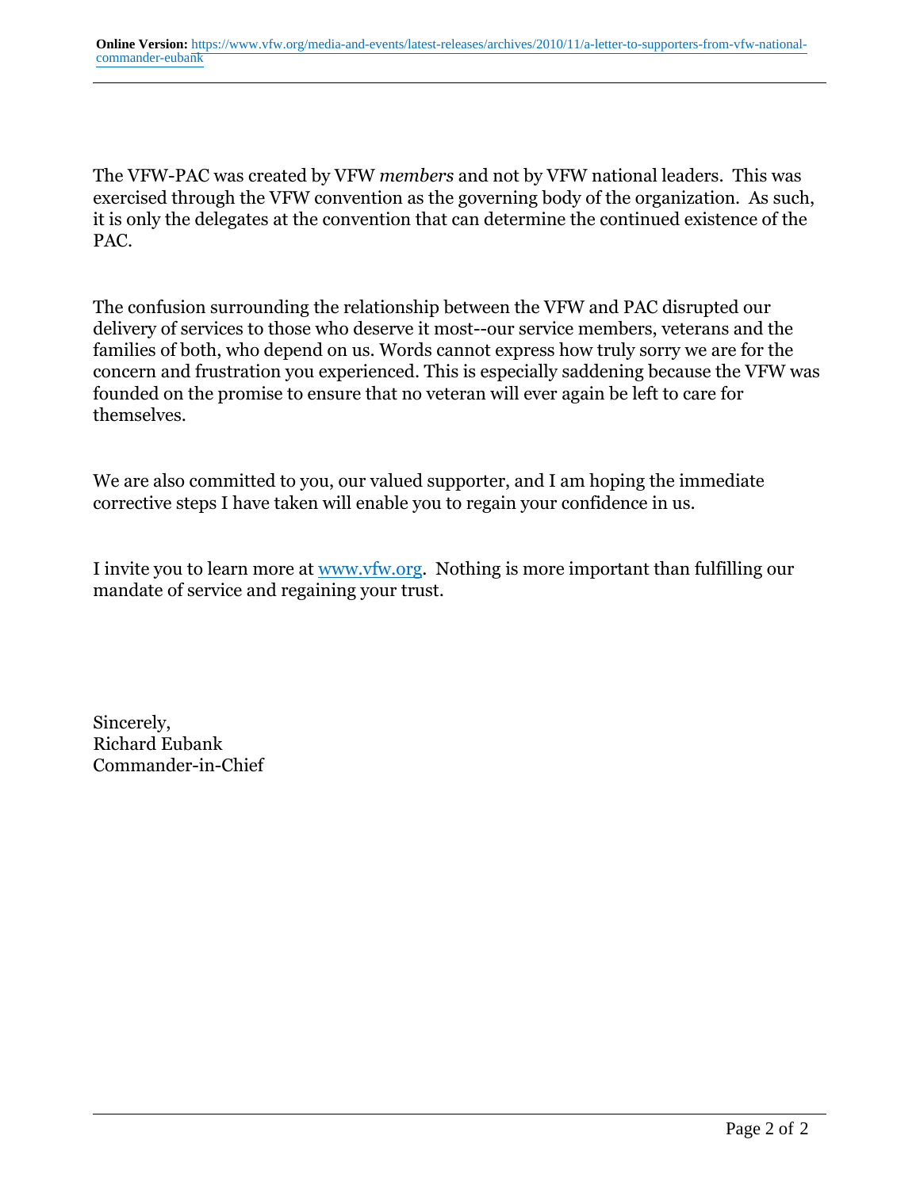The VFW-PAC was created by VFW *members* and not by VFW national leaders. This was exercised through the VFW convention as the governing body of the organization. As such, it is only the delegates at the convention that can determine the continued existence of the PAC.

The confusion surrounding the relationship between the VFW and PAC disrupted our delivery of services to those who deserve it most--our service members, veterans and the families of both, who depend on us. Words cannot express how truly sorry we are for the concern and frustration you experienced. This is especially saddening because the VFW was founded on the promise to ensure that no veteran will ever again be left to care for themselves.

We are also committed to you, our valued supporter, and I am hoping the immediate corrective steps I have taken will enable you to regain your confidence in us.

I invite you to learn more at [www.vfw.org](http://www.vfw.org). Nothing is more important than fulfilling our mandate of service and regaining your trust.

Sincerely,
Richard Eubank
Commander-in-Chief